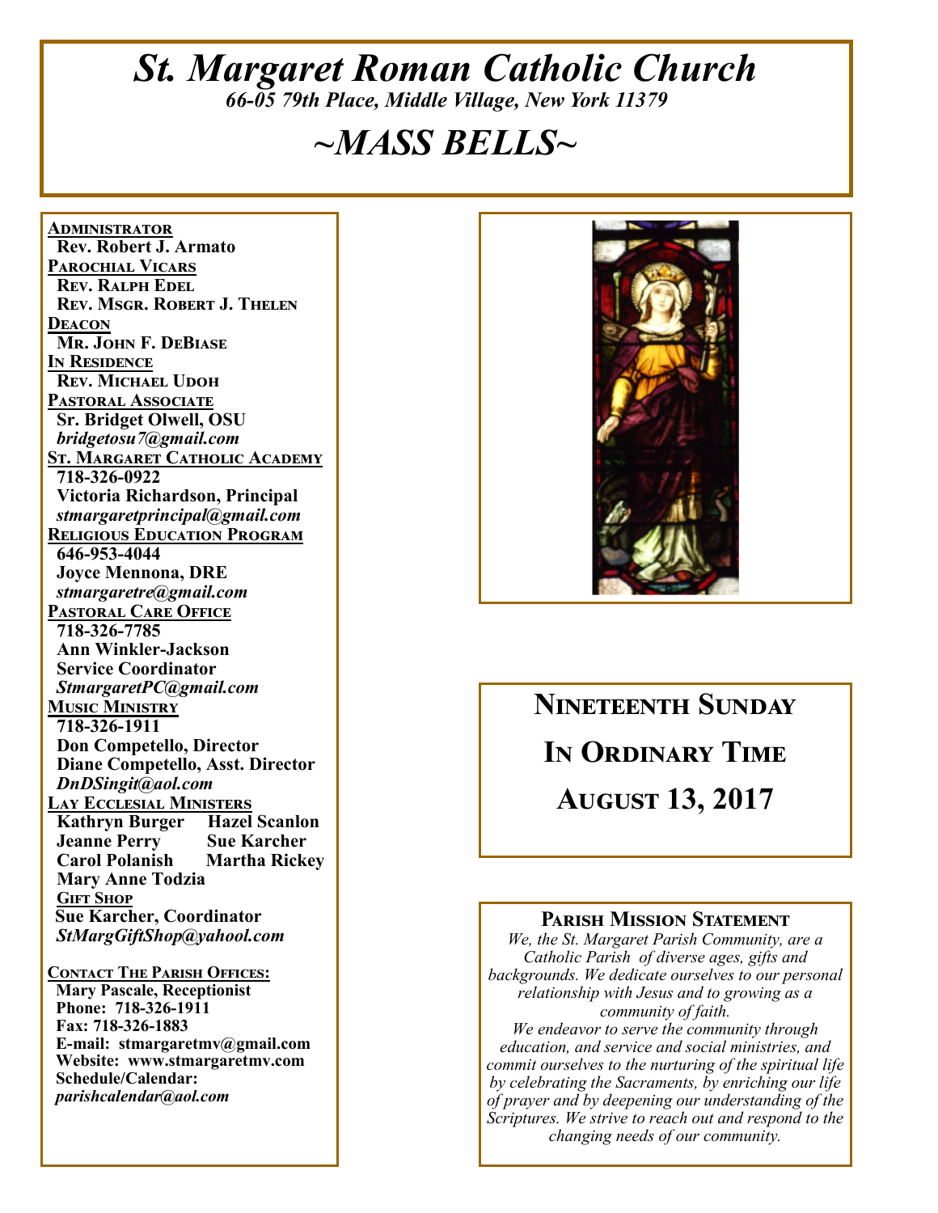# *St. Margaret Roman Catholic Church*

*66-05 79th Place, Middle Village, New York 11379*

# *~MASS BELLS~*

**ADMINISTRATOR**
**Rev. Robert J. Armato**

**PAROCHIAL VICARS**
**Rev. Ralph Edel**
**Rev. Msgr. Robert J. Thelen**

**DEACON**
**Mr. John F. DeBiase**

**IN RESIDENCE**
**Rev. Michael Udoh**

**PASTORAL ASSOCIATE**
**Sr. Bridget Olwell, OSU**
*bridgetosu7@gmail.com*

**ST. MARGARET CATHOLIC ACADEMY**
**718-326-0922**
**Victoria Richardson, Principal**
*stmargaretprincipal@gmail.com*

**RELIGIOUS EDUCATION PROGRAM**
**646-953-4044**
**Joyce Mennona, DRE**
*stmargaretre@gmail.com*

**PASTORAL CARE OFFICE**
**718-326-7785**
**Ann Winkler-Jackson**
**Service Coordinator**
*StmargaretPC@gmail.com*

**MUSIC MINISTRY**
**718-326-1911**
**Don Competello, Director**
**Diane Competello, Asst. Director**
*DnDSingit@aol.com*

**LAY ECCLESIAL MINISTERS**
**Kathryn Burger** **Hazel Scanlon**
**Jeanne Perry** **Sue Karcher**
**Carol Polanish** **Martha Rickey**
**Mary Anne Todzia**

**GIFT SHOP**
**Sue Karcher, Coordinator**
*StMargGiftShop@yahool.com*

**CONTACT THE PARISH OFFICES:**
**Mary Pascale, Receptionist**
**Phone: 718-326-1911**
**Fax: 718-326-1883**
**E-mail: stmargaretmv@gmail.com**
**Website: www.stmargaretmv.com**
**Schedule/Calendar:**
*parishcalendar@aol.com*

## NINETEENTH SUNDAY
## IN ORDINARY TIME
## AUGUST 13, 2017

### PARISH MISSION STATEMENT

*We, the St. Margaret Parish Community, are a Catholic Parish of diverse ages, gifts and backgrounds. We dedicate ourselves to our personal relationship with Jesus and to growing as a community of faith.*
*We endeavor to serve the community through education, and service and social ministries, and commit ourselves to the nurturing of the spiritual life by celebrating the Sacraments, by enriching our life of prayer and by deepening our understanding of the Scriptures. We strive to reach out and respond to the changing needs of our community.*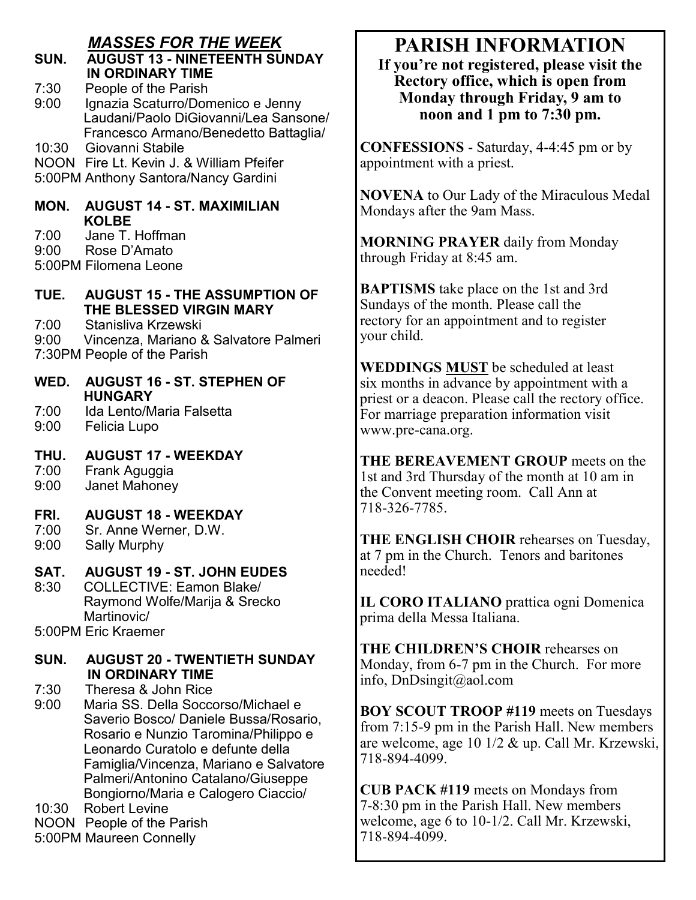## *MASSES FOR THE WEEK*

**SUN. AUGUST 13 - NINETEENTH SUNDAY IN ORDINARY TIME**

7:30 People of the Parish
9:00 Ignazia Scaturro/Domenico e Jenny Laudani/Paolo DiGiovanni/Lea Sansone/ Francesco Armano/Benedetto Battaglia/
10:30 Giovanni Stabile
NOON Fire Lt. Kevin J. & William Pfeifer
5:00PM Anthony Santora/Nancy Gardini

**MON. AUGUST 14 - ST. MAXIMILIAN KOLBE**

7:00 Jane T. Hoffman
9:00 Rose D'Amato
5:00PM Filomena Leone

**TUE. AUGUST 15 - THE ASSUMPTION OF THE BLESSED VIRGIN MARY**

7:00 Stanisliva Krzewski
9:00 Vincenza, Mariano & Salvatore Palmeri
7:30PM People of the Parish

**WED. AUGUST 16 - ST. STEPHEN OF HUNGARY**

7:00 Ida Lento/Maria Falsetta
9:00 Felicia Lupo

**THU. AUGUST 17 - WEEKDAY**

7:00 Frank Aguggia
9:00 Janet Mahoney

**FRI. AUGUST 18 - WEEKDAY**

7:00 Sr. Anne Werner, D.W.
9:00 Sally Murphy

**SAT. AUGUST 19 - ST. JOHN EUDES**

8:30 COLLECTIVE: Eamon Blake/ Raymond Wolfe/Marija & Srecko Martinovic/
5:00PM Eric Kraemer

**SUN. AUGUST 20 - TWENTIETH SUNDAY IN ORDINARY TIME**

7:30 Theresa & John Rice
9:00 Maria SS. Della Soccorso/Michael e Saverio Bosco/ Daniele Bussa/Rosario, Rosario e Nunzio Taromina/Philippo e Leonardo Curatolo e defunte della Famiglia/Vincenza, Mariano e Salvatore Palmeri/Antonino Catalano/Giuseppe Bongiorno/Maria e Calogero Ciaccio/
10:30 Robert Levine
NOON People of the Parish
5:00PM Maureen Connelly

# PARISH INFORMATION

**If you're not registered, please visit the Rectory office, which is open from Monday through Friday, 9 am to noon and 1 pm to 7:30 pm.**

**CONFESSIONS** - Saturday, 4-4:45 pm or by appointment with a priest.

**NOVENA** to Our Lady of the Miraculous Medal Mondays after the 9am Mass.

**MORNING PRAYER** daily from Monday through Friday at 8:45 am.

**BAPTISMS** take place on the 1st and 3rd Sundays of the month. Please call the rectory for an appointment and to register your child.

**WEDDINGS MUST** be scheduled at least six months in advance by appointment with a priest or a deacon. Please call the rectory office. For marriage preparation information visit www.pre-cana.org.

**THE BEREAVEMENT GROUP** meets on the 1st and 3rd Thursday of the month at 10 am in the Convent meeting room. Call Ann at 718-326-7785.

**THE ENGLISH CHOIR** rehearses on Tuesday, at 7 pm in the Church. Tenors and baritones needed!

**IL CORO ITALIANO** prattica ogni Domenica prima della Messa Italiana.

**THE CHILDREN'S CHOIR** rehearses on Monday, from 6-7 pm in the Church. For more info, DnDsingit@aol.com

**BOY SCOUT TROOP #119** meets on Tuesdays from 7:15-9 pm in the Parish Hall. New members are welcome, age 10 1/2 & up. Call Mr. Krzewski, 718-894-4099.

**CUB PACK #119** meets on Mondays from 7-8:30 pm in the Parish Hall. New members welcome, age 6 to 10-1/2. Call Mr. Krzewski, 718-894-4099.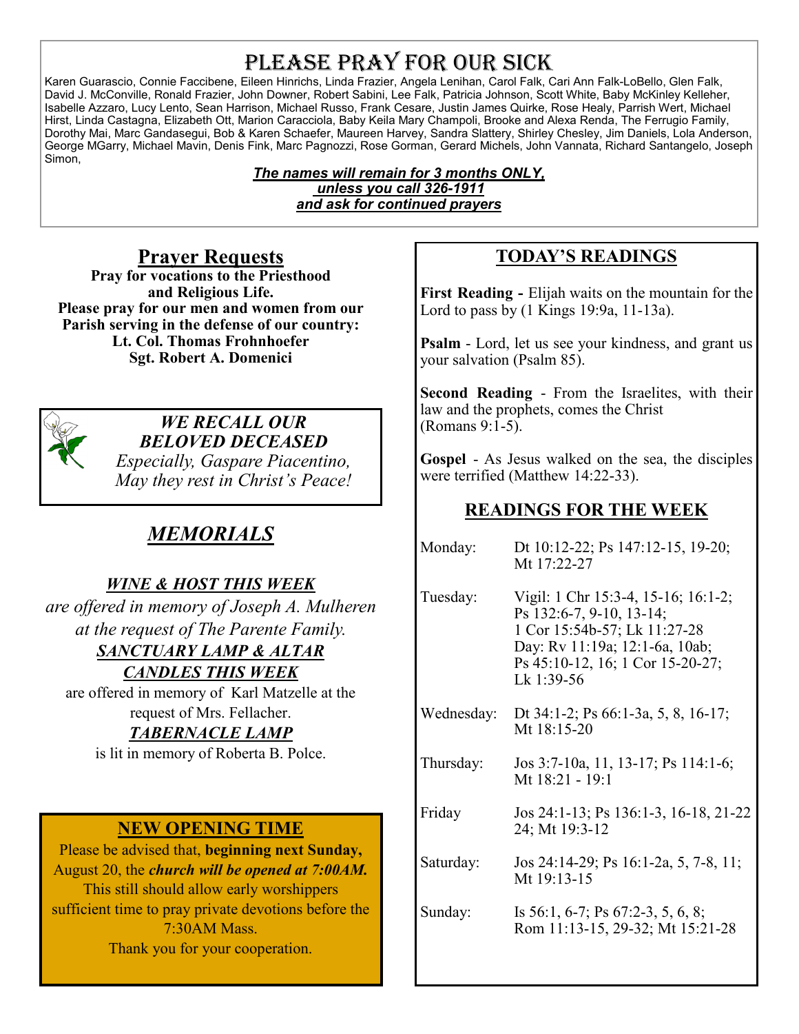# Please Pray For Our Sick

Karen Guarascio, Connie Faccibene, Eileen Hinrichs, Linda Frazier, Angela Lenihan, Carol Falk, Cari Ann Falk-LoBello, Glen Falk, David J. McConville, Ronald Frazier, John Downer, Robert Sabini, Lee Falk, Patricia Johnson, Scott White, Baby McKinley Kelleher, Isabelle Azzaro, Lucy Lento, Sean Harrison, Michael Russo, Frank Cesare, Justin James Quirke, Rose Healy, Parrish Wert, Michael Hirst, Linda Castagna, Elizabeth Ott, Marion Caracciola, Baby Keila Mary Champoli, Brooke and Alexa Renda, The Ferrugio Family, Dorothy Mai, Marc Gandasegui, Bob & Karen Schaefer, Maureen Harvey, Sandra Slattery, Shirley Chesley, Jim Daniels, Lola Anderson, George MGarry, Michael Mavin, Denis Fink, Marc Pagnozzi, Rose Gorman, Gerard Michels, John Vannata, Richard Santangelo, Joseph Simon,

***The names will remain for 3 months ONLY, unless you call 326-1911 and ask for continued prayers***

## Prayer Requests

**Pray for vocations to the Priesthood and Religious Life.**
**Please pray for our men and women from our Parish serving in the defense of our country:**
**Lt. Col. Thomas Frohnhoefer**
**Sgt. Robert A. Domenici**

***WE RECALL OUR BELOVED DECEASED***
*Especially, Gaspare Piacentino,*
*May they rest in Christ's Peace!*

## *MEMORIALS*

***WINE & HOST THIS WEEK***
*are offered in memory of Joseph A. Mulheren at the request of The Parente Family.*

***SANCTUARY LAMP & ALTAR CANDLES THIS WEEK***
are offered in memory of Karl Matzelle at the request of Mrs. Fellacher.

***TABERNACLE LAMP***
is lit in memory of Roberta B. Polce.

## NEW OPENING TIME

Please be advised that, **beginning next Sunday,** August 20, the ***church will be opened at 7:00AM.*** This still should allow early worshippers sufficient time to pray private devotions before the 7:30AM Mass.
Thank you for your cooperation.

## TODAY'S READINGS

**First Reading -** Elijah waits on the mountain for the Lord to pass by (1 Kings 19:9a, 11-13a).

**Psalm** - Lord, let us see your kindness, and grant us your salvation (Psalm 85).

**Second Reading** - From the Israelites, with their law and the prophets, comes the Christ (Romans 9:1-5).

**Gospel** - As Jesus walked on the sea, the disciples were terrified (Matthew 14:22-33).

## READINGS FOR THE WEEK

| | |
|---|---|
| Monday: | Dt 10:12-22; Ps 147:12-15, 19-20; Mt 17:22-27 |
| Tuesday: | Vigil: 1 Chr 15:3-4, 15-16; 16:1-2; Ps 132:6-7, 9-10, 13-14; 1 Cor 15:54b-57; Lk 11:27-28 Day: Rv 11:19a; 12:1-6a, 10ab; Ps 45:10-12, 16; 1 Cor 15-20-27; Lk 1:39-56 |
| Wednesday: | Dt 34:1-2; Ps 66:1-3a, 5, 8, 16-17; Mt 18:15-20 |
| Thursday: | Jos 3:7-10a, 11, 13-17; Ps 114:1-6; Mt 18:21 - 19:1 |
| Friday | Jos 24:1-13; Ps 136:1-3, 16-18, 21-22 24; Mt 19:3-12 |
| Saturday: | Jos 24:14-29; Ps 16:1-2a, 5, 7-8, 11; Mt 19:13-15 |
| Sunday: | Is 56:1, 6-7; Ps 67:2-3, 5, 6, 8; Rom 11:13-15, 29-32; Mt 15:21-28 |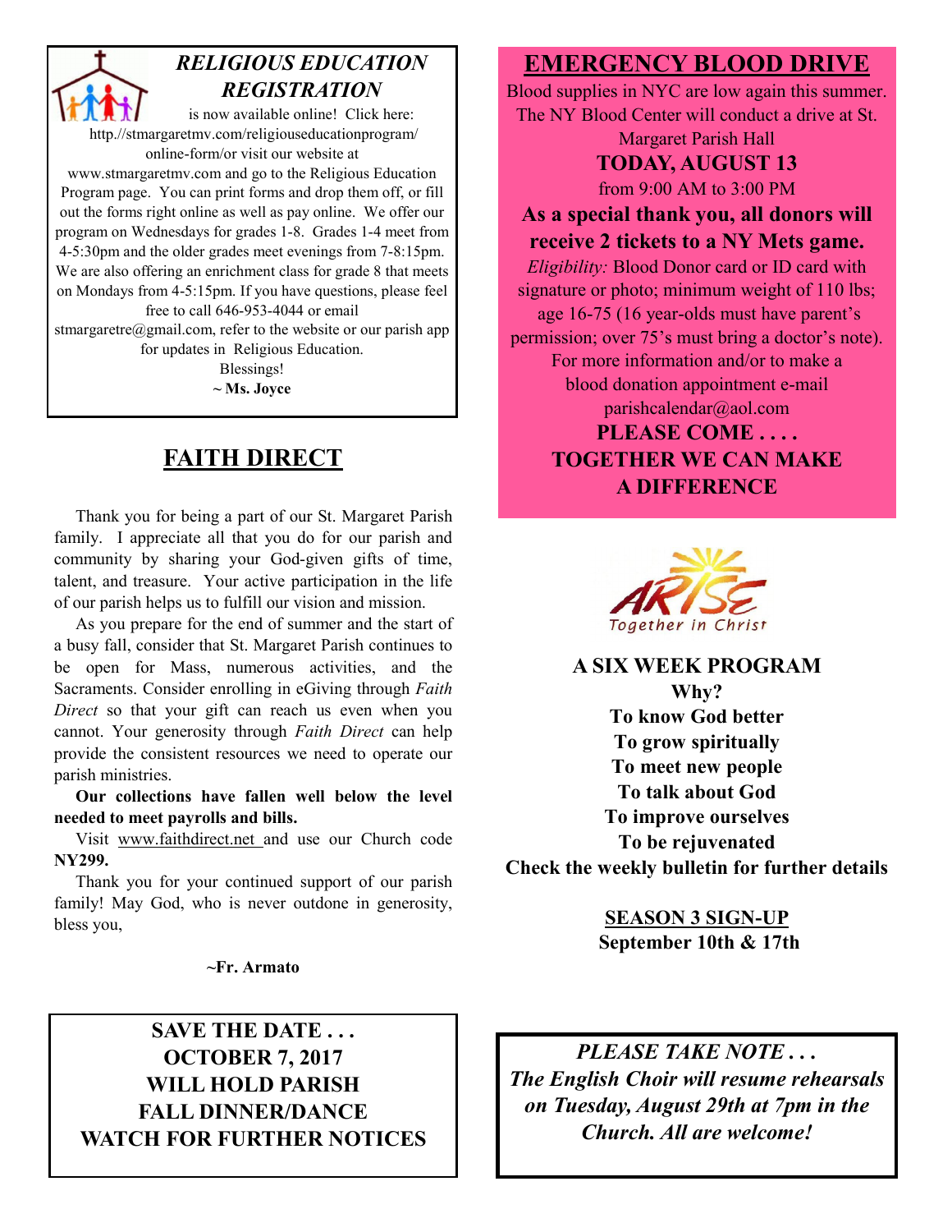## *RELIGIOUS EDUCATION REGISTRATION*

is now available online! Click here: http.//stmargaretmv.com/religiouseducationprogram/online-form/or visit our website at www.stmargaretmv.com and go to the Religious Education Program page. You can print forms and drop them off, or fill out the forms right online as well as pay online. We offer our program on Wednesdays for grades 1-8. Grades 1-4 meet from 4-5:30pm and the older grades meet evenings from 7-8:15pm. We are also offering an enrichment class for grade 8 that meets on Mondays from 4-5:15pm. If you have questions, please feel free to call 646-953-4044 or email stmargaretre@gmail.com, refer to the website or our parish app for updates in Religious Education.

Blessings!

**~ Ms. Joyce**

## FAITH DIRECT

Thank you for being a part of our St. Margaret Parish family. I appreciate all that you do for our parish and community by sharing your God-given gifts of time, talent, and treasure. Your active participation in the life of our parish helps us to fulfill our vision and mission.

As you prepare for the end of summer and the start of a busy fall, consider that St. Margaret Parish continues to be open for Mass, numerous activities, and the Sacraments. Consider enrolling in eGiving through *Faith Direct* so that your gift can reach us even when you cannot. Your generosity through *Faith Direct* can help provide the consistent resources we need to operate our parish ministries.

**Our collections have fallen well below the level needed to meet payrolls and bills.**

Visit www.faithdirect.net and use our Church code **NY299.**

Thank you for your continued support of our parish family! May God, who is never outdone in generosity, bless you,

**~Fr. Armato**

**SAVE THE DATE . . .**
**OCTOBER 7, 2017**
**WILL HOLD PARISH FALL DINNER/DANCE**
**WATCH FOR FURTHER NOTICES**

## EMERGENCY BLOOD DRIVE

Blood supplies in NYC are low again this summer. The NY Blood Center will conduct a drive at St. Margaret Parish Hall

**TODAY, AUGUST 13**

from 9:00 AM to 3:00 PM

**As a special thank you, all donors will receive 2 tickets to a NY Mets game.**

*Eligibility:* Blood Donor card or ID card with signature or photo; minimum weight of 110 lbs; age 16-75 (16 year-olds must have parent's permission; over 75's must bring a doctor's note). For more information and/or to make a blood donation appointment e-mail parishcalendar@aol.com

**PLEASE COME . . . .**
**TOGETHER WE CAN MAKE A DIFFERENCE**

ARISE
Together in Christ

**A SIX WEEK PROGRAM**
**Why?**
**To know God better**
**To grow spiritually**
**To meet new people**
**To talk about God**
**To improve ourselves**
**To be rejuvenated**
**Check the weekly bulletin for further details**

**SEASON 3 SIGN-UP**
**September 10th & 17th**

*PLEASE TAKE NOTE . . .*
*The English Choir will resume rehearsals on Tuesday, August 29th at 7pm in the Church. All are welcome!*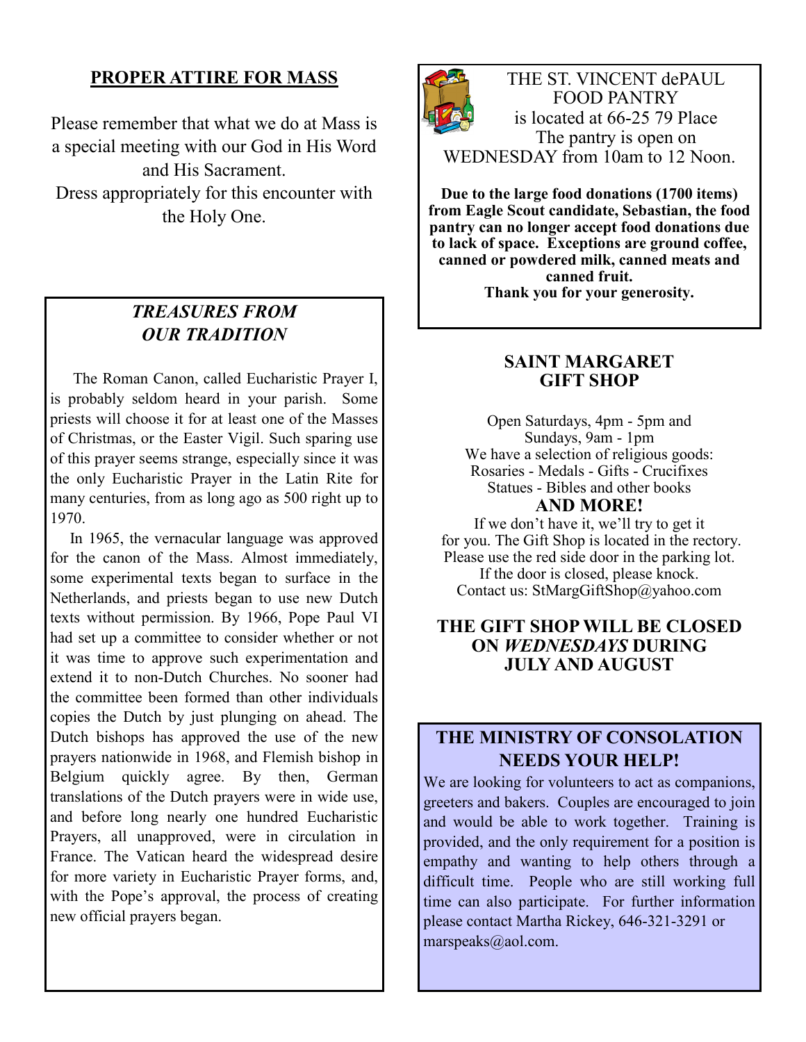## PROPER ATTIRE FOR MASS

Please remember that what we do at Mass is a special meeting with our God in His Word and His Sacrament.
Dress appropriately for this encounter with the Holy One.

## *TREASURES FROM OUR TRADITION*

The Roman Canon, called Eucharistic Prayer I, is probably seldom heard in your parish. Some priests will choose it for at least one of the Masses of Christmas, or the Easter Vigil. Such sparing use of this prayer seems strange, especially since it was the only Eucharistic Prayer in the Latin Rite for many centuries, from as long ago as 500 right up to 1970.

In 1965, the vernacular language was approved for the canon of the Mass. Almost immediately, some experimental texts began to surface in the Netherlands, and priests began to use new Dutch texts without permission. By 1966, Pope Paul VI had set up a committee to consider whether or not it was time to approve such experimentation and extend it to non-Dutch Churches. No sooner had the committee been formed than other individuals copies the Dutch by just plunging on ahead. The Dutch bishops has approved the use of the new prayers nationwide in 1968, and Flemish bishop in Belgium quickly agree. By then, German translations of the Dutch prayers were in wide use, and before long nearly one hundred Eucharistic Prayers, all unapproved, were in circulation in France. The Vatican heard the widespread desire for more variety in Eucharistic Prayer forms, and, with the Pope's approval, the process of creating new official prayers began.

THE ST. VINCENT dePAUL FOOD PANTRY
is located at 66-25 79 Place
The pantry is open on
WEDNESDAY from 10am to 12 Noon.

**Due to the large food donations (1700 items) from Eagle Scout candidate, Sebastian, the food pantry can no longer accept food donations due to lack of space. Exceptions are ground coffee, canned or powdered milk, canned meats and canned fruit.**
**Thank you for your generosity.**

## SAINT MARGARET GIFT SHOP

Open Saturdays, 4pm - 5pm and
Sundays, 9am - 1pm
We have a selection of religious goods:
Rosaries - Medals - Gifts - Crucifixes
Statues - Bibles and other books

**AND MORE!**

If we don't have it, we'll try to get it for you. The Gift Shop is located in the rectory.
Please use the red side door in the parking lot.
If the door is closed, please knock.
Contact us: StMargGiftShop@yahoo.com

**THE GIFT SHOP WILL BE CLOSED ON *WEDNESDAYS* DURING JULY AND AUGUST**

## THE MINISTRY OF CONSOLATION NEEDS YOUR HELP!

We are looking for volunteers to act as companions, greeters and bakers. Couples are encouraged to join and would be able to work together. Training is provided, and the only requirement for a position is empathy and wanting to help others through a difficult time. People who are still working full time can also participate. For further information please contact Martha Rickey, 646-321-3291 or marspeaks@aol.com.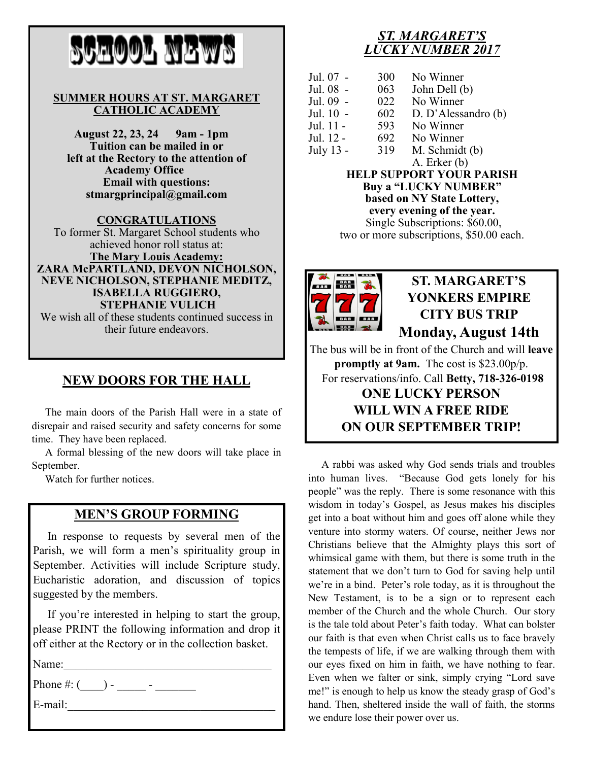# SCHOOL NEWS

**SUMMER HOURS AT ST. MARGARET CATHOLIC ACADEMY**

**August 22, 23, 24 9am - 1pm**
**Tuition can be mailed in or left at the Rectory to the attention of Academy Office**
**Email with questions: stmargprincipal@gmail.com**

**CONGRATULATIONS**

To former St. Margaret School students who achieved honor roll status at:

**The Mary Louis Academy:**

**ZARA McPARTLAND, DEVON NICHOLSON, NEVE NICHOLSON, STEPHANIE MEDITZ, ISABELLA RUGGIERO, STEPHANIE VULICH**

We wish all of these students continued success in their future endeavors.

## NEW DOORS FOR THE HALL

The main doors of the Parish Hall were in a state of disrepair and raised security and safety concerns for some time. They have been replaced.

A formal blessing of the new doors will take place in September.

Watch for further notices.

## MEN'S GROUP FORMING

In response to requests by several men of the Parish, we will form a men's spirituality group in September. Activities will include Scripture study, Eucharistic adoration, and discussion of topics suggested by the members.

If you're interested in helping to start the group, please PRINT the following information and drop it off either at the Rectory or in the collection basket.

Name:___________________________________

Phone #: (____) - _____ - _______

E-mail:__________________________________

## ST. MARGARET'S LUCKY NUMBER 2017

| | | |
|---|---|---|
| Jul. 07 - | 300 | No Winner |
| Jul. 08 - | 063 | John Dell (b) |
| Jul. 09 - | 022 | No Winner |
| Jul. 10 - | 602 | D. D'Alessandro (b) |
| Jul. 11 - | 593 | No Winner |
| Jul. 12 - | 692 | No Winner |
| July 13 - | 319 | M. Schmidt (b) |
| | | A. Erker (b) |

**HELP SUPPORT YOUR PARISH**
**Buy a "LUCKY NUMBER" based on NY State Lottery, every evening of the year.**
Single Subscriptions: $60.00,
two or more subscriptions, $50.00 each.

## ST. MARGARET'S YONKERS EMPIRE CITY BUS TRIP
## Monday, August 14th

The bus will be in front of the Church and will **leave promptly at 9am.** The cost is $23.00p/p.
For reservations/info. Call **Betty, 718-326-0198**

**ONE LUCKY PERSON WILL WIN A FREE RIDE ON OUR SEPTEMBER TRIP!**

A rabbi was asked why God sends trials and troubles into human lives. "Because God gets lonely for his people" was the reply. There is some resonance with this wisdom in today's Gospel, as Jesus makes his disciples get into a boat without him and goes off alone while they venture into stormy waters. Of course, neither Jews nor Christians believe that the Almighty plays this sort of whimsical game with them, but there is some truth in the statement that we don't turn to God for saving help until we're in a bind. Peter's role today, as it is throughout the New Testament, is to be a sign or to represent each member of the Church and the whole Church. Our story is the tale told about Peter's faith today. What can bolster our faith is that even when Christ calls us to face bravely the tempests of life, if we are walking through them with our eyes fixed on him in faith, we have nothing to fear. Even when we falter or sink, simply crying "Lord save me!" is enough to help us know the steady grasp of God's hand. Then, sheltered inside the wall of faith, the storms we endure lose their power over us.